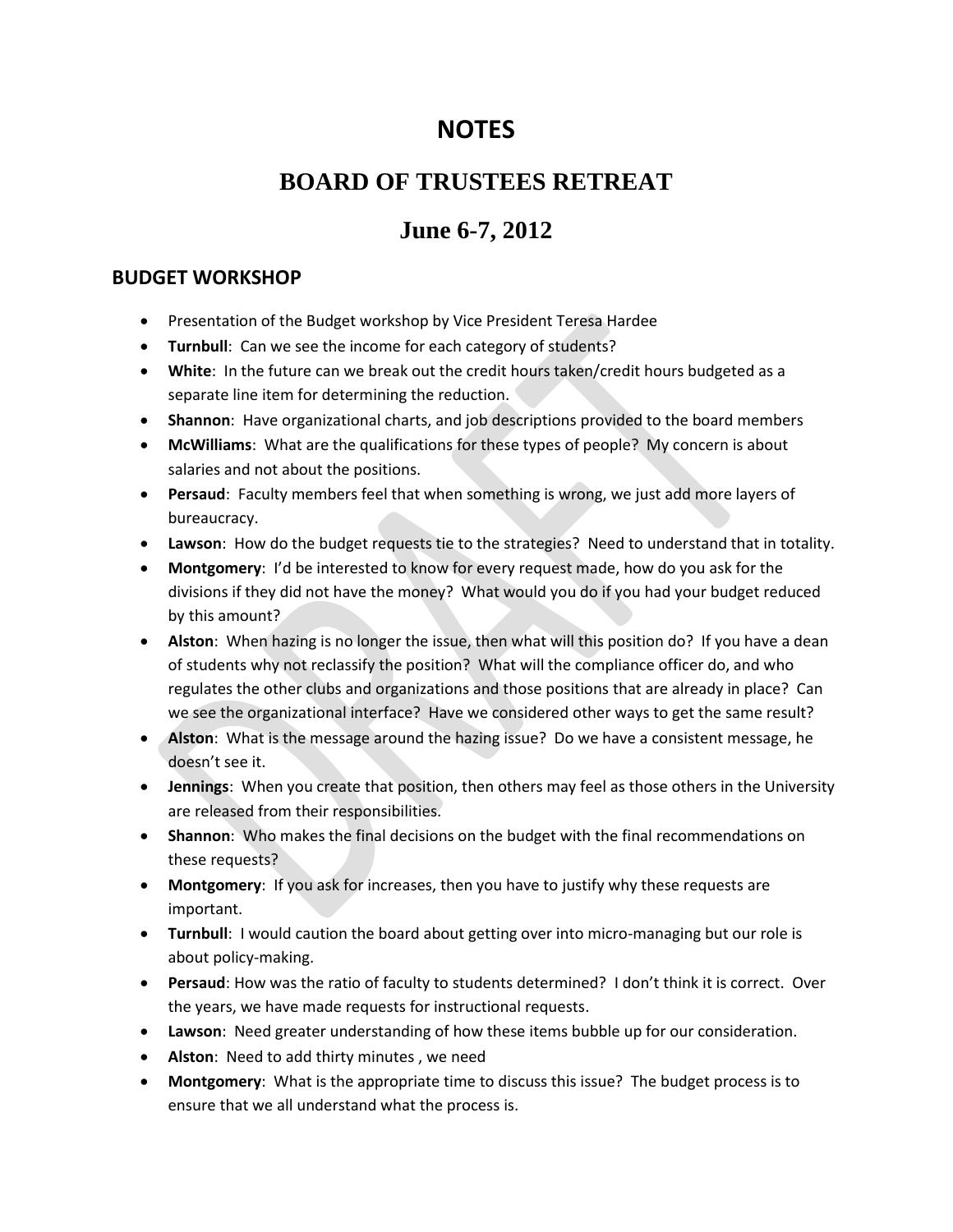# NOTES

## BOARD OF TRUSTEES RETREAT

## June 6-7, 2012

### BUDGET WORKSHOP

- Presentation of the Budget workshop by Vice President Teresa Hardee
- **Turnbull**: Can we see the income for each category of students?
- **White**: In the future can we break out the credit hours taken/credit hours budgeted as a separate line item for determining the reduction.
- **Shannon**: Have organizational charts, and job descriptions provided to the board members
- **McWilliams**: What are the qualifications for these types of people? My concern is about salaries and not about the positions.
- **Persaud**: Faculty members feel that when something is wrong, we just add more layers of bureaucracy.
- **Lawson**: How do the budget requests tie to the strategies? Need to understand that in totality.
- **Montgomery**: I'd be interested to know for every request made, how do you ask for the divisions if they did not have the money? What would you do if you had your budget reduced by this amount?
- **Alston**: When hazing is no longer the issue, then what will this position do? If you have a dean of students why not reclassify the position? What will the compliance officer do, and who regulates the other clubs and organizations and those positions that are already in place? Can we see the organizational interface? Have we considered other ways to get the same result?
- **Alston**: What is the message around the hazing issue? Do we have a consistent message, he doesn't see it.
- **Jennings**: When you create that position, then others may feel as those others in the University are released from their responsibilities.
- **Shannon**: Who makes the final decisions on the budget with the final recommendations on these requests?
- **Montgomery**: If you ask for increases, then you have to justify why these requests are important.
- **Turnbull**: I would caution the board about getting over into micro-managing but our role is about policy-making.
- **Persaud**: How was the ratio of faculty to students determined? I don't think it is correct. Over the years, we have made requests for instructional requests.
- **Lawson**: Need greater understanding of how these items bubble up for our consideration.
- **Alston**: Need to add thirty minutes , we need
- **Montgomery**: What is the appropriate time to discuss this issue? The budget process is to ensure that we all understand what the process is.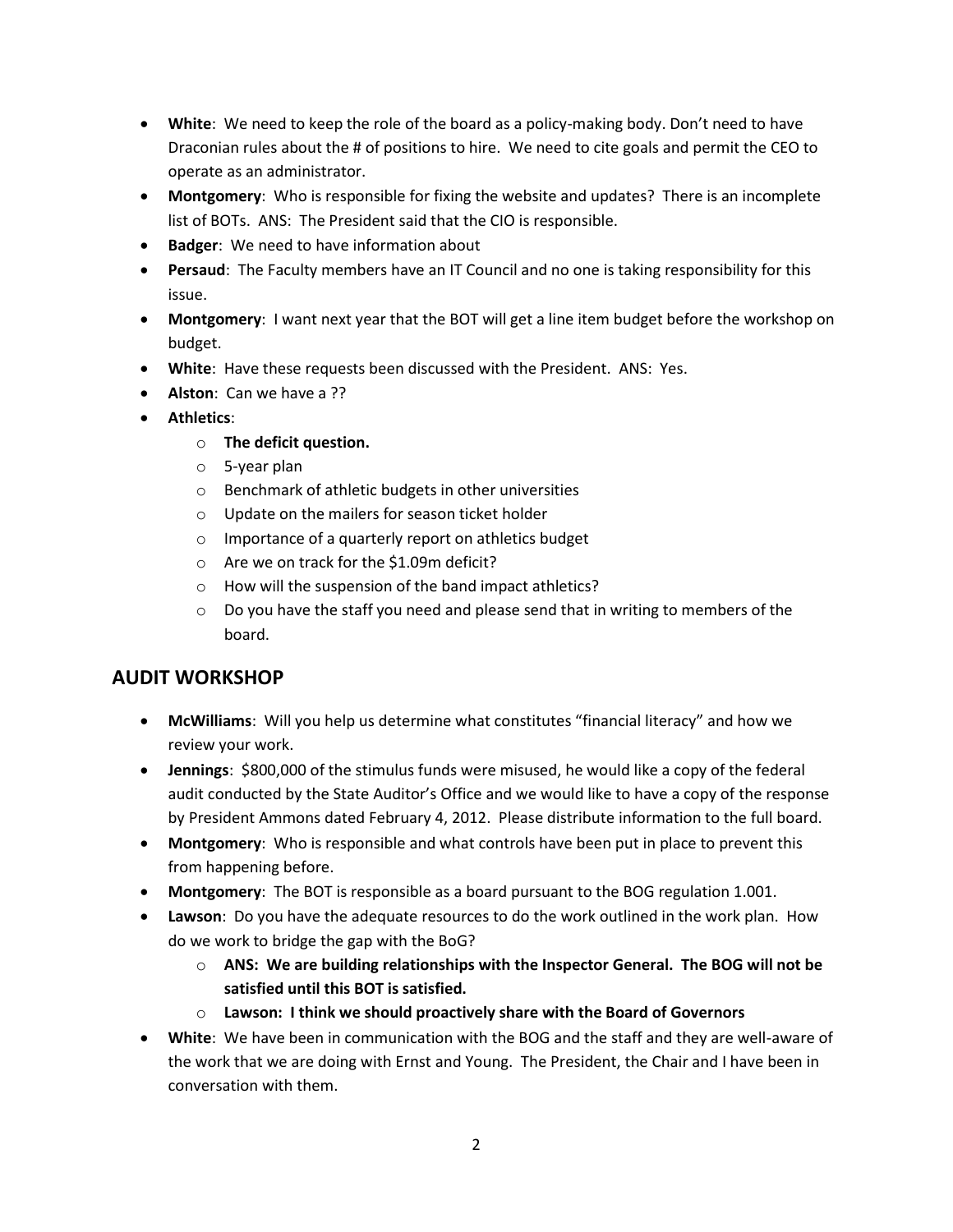- **White**: We need to keep the role of the board as a policy-making body. Don't need to have Draconian rules about the # of positions to hire. We need to cite goals and permit the CEO to operate as an administrator.
- **Montgomery**: Who is responsible for fixing the website and updates? There is an incomplete list of BOTs. ANS: The President said that the CIO is responsible.
- **Badger**: We need to have information about
- **Persaud**: The Faculty members have an IT Council and no one is taking responsibility for this issue.
- **Montgomery**: I want next year that the BOT will get a line item budget before the workshop on budget.
- **White**: Have these requests been discussed with the President. ANS: Yes.
- **Alston**: Can we have a ??
- **Athletics**:
  - **The deficit question.**
  - 5-year plan
  - Benchmark of athletic budgets in other universities
  - Update on the mailers for season ticket holder
  - Importance of a quarterly report on athletics budget
  - Are we on track for the $1.09m deficit?
  - How will the suspension of the band impact athletics?
  - Do you have the staff you need and please send that in writing to members of the board.

## AUDIT WORKSHOP

- **McWilliams**: Will you help us determine what constitutes "financial literacy" and how we review your work.
- **Jennings**: $800,000 of the stimulus funds were misused, he would like a copy of the federal audit conducted by the State Auditor's Office and we would like to have a copy of the response by President Ammons dated February 4, 2012. Please distribute information to the full board.
- **Montgomery**: Who is responsible and what controls have been put in place to prevent this from happening before.
- **Montgomery**: The BOT is responsible as a board pursuant to the BOG regulation 1.001.
- **Lawson**: Do you have the adequate resources to do the work outlined in the work plan. How do we work to bridge the gap with the BoG?
  - **ANS: We are building relationships with the Inspector General. The BOG will not be satisfied until this BOT is satisfied.**
  - **Lawson: I think we should proactively share with the Board of Governors**
- **White**: We have been in communication with the BOG and the staff and they are well-aware of the work that we are doing with Ernst and Young. The President, the Chair and I have been in conversation with them.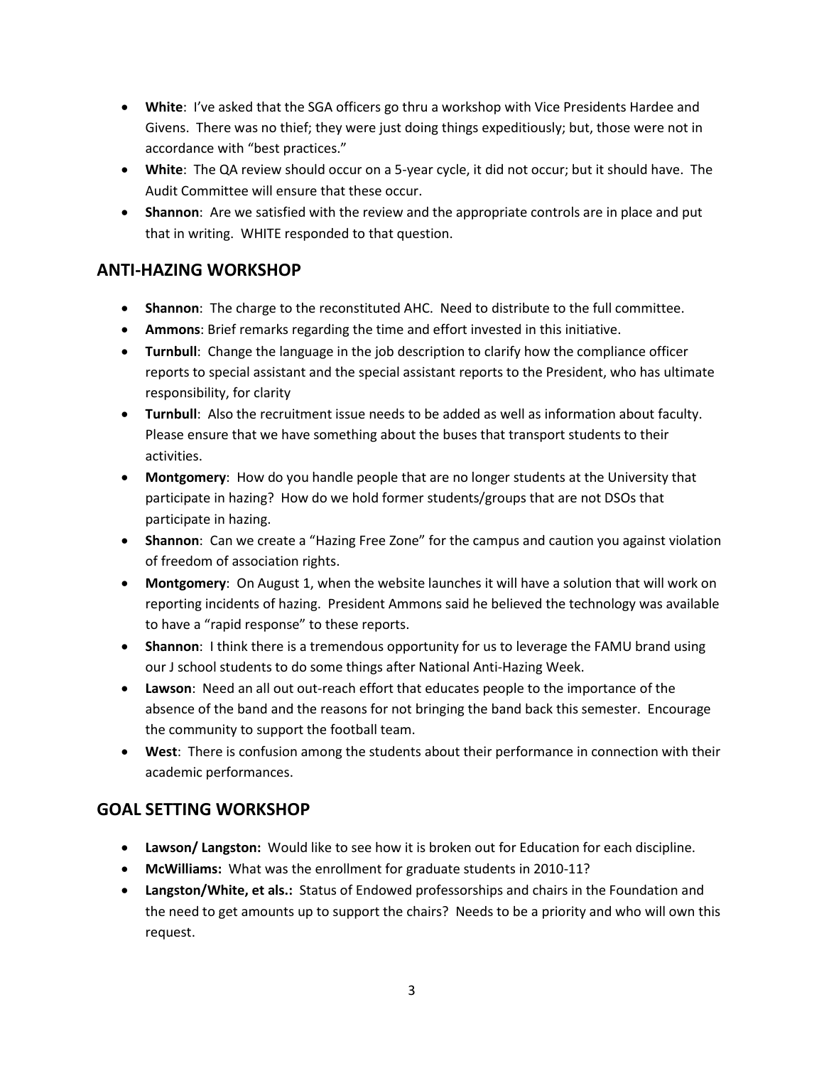- **White**: I've asked that the SGA officers go thru a workshop with Vice Presidents Hardee and Givens. There was no thief; they were just doing things expeditiously; but, those were not in accordance with "best practices."
- **White**: The QA review should occur on a 5-year cycle, it did not occur; but it should have. The Audit Committee will ensure that these occur.
- **Shannon**: Are we satisfied with the review and the appropriate controls are in place and put that in writing. WHITE responded to that question.

## ANTI-HAZING WORKSHOP

- **Shannon**: The charge to the reconstituted AHC. Need to distribute to the full committee.
- **Ammons**: Brief remarks regarding the time and effort invested in this initiative.
- **Turnbull**: Change the language in the job description to clarify how the compliance officer reports to special assistant and the special assistant reports to the President, who has ultimate responsibility, for clarity
- **Turnbull**: Also the recruitment issue needs to be added as well as information about faculty. Please ensure that we have something about the buses that transport students to their activities.
- **Montgomery**: How do you handle people that are no longer students at the University that participate in hazing? How do we hold former students/groups that are not DSOs that participate in hazing.
- **Shannon**: Can we create a "Hazing Free Zone" for the campus and caution you against violation of freedom of association rights.
- **Montgomery**: On August 1, when the website launches it will have a solution that will work on reporting incidents of hazing. President Ammons said he believed the technology was available to have a "rapid response" to these reports.
- **Shannon**: I think there is a tremendous opportunity for us to leverage the FAMU brand using our J school students to do some things after National Anti-Hazing Week.
- **Lawson**: Need an all out out-reach effort that educates people to the importance of the absence of the band and the reasons for not bringing the band back this semester. Encourage the community to support the football team.
- **West**: There is confusion among the students about their performance in connection with their academic performances.

## GOAL SETTING WORKSHOP

- **Lawson/ Langston:** Would like to see how it is broken out for Education for each discipline.
- **McWilliams:** What was the enrollment for graduate students in 2010-11?
- **Langston/White, et als.:** Status of Endowed professorships and chairs in the Foundation and the need to get amounts up to support the chairs? Needs to be a priority and who will own this request.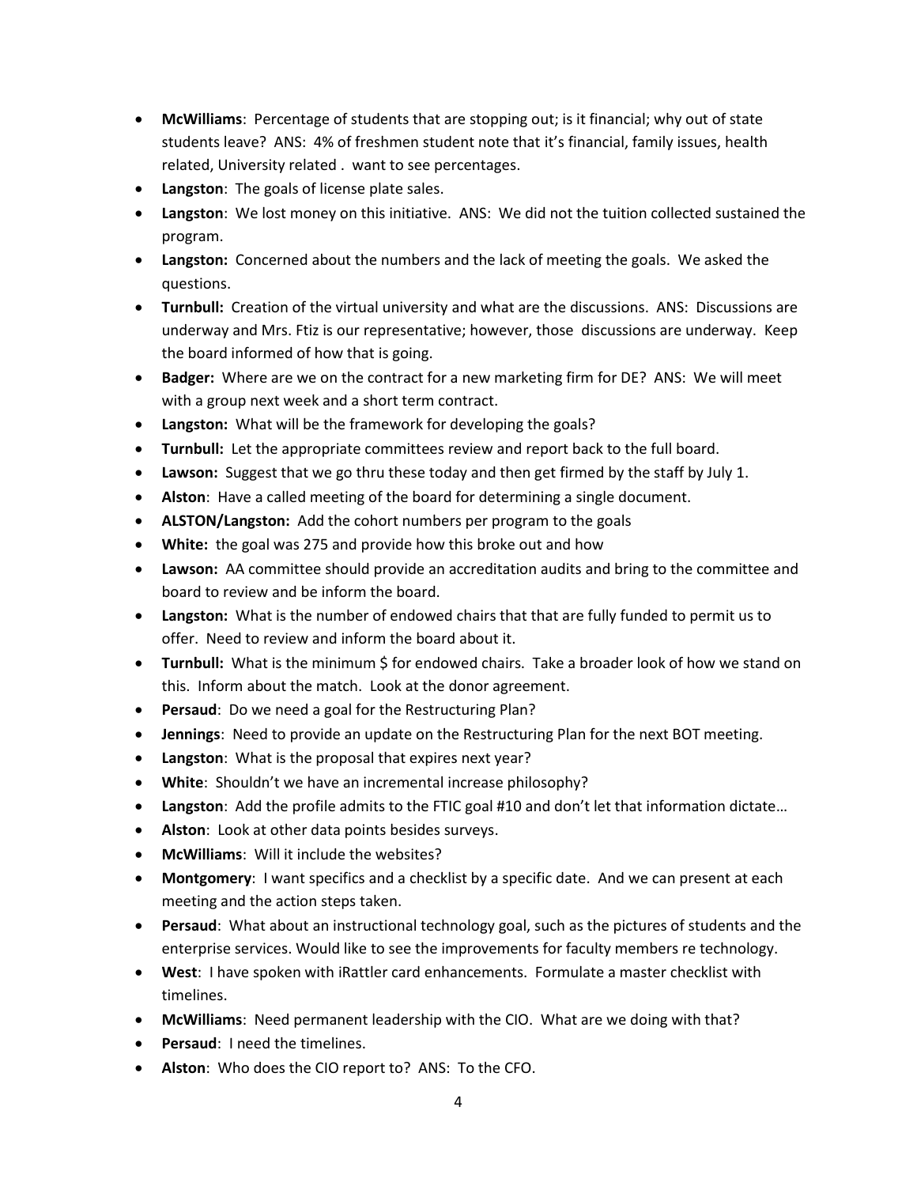- **McWilliams**: Percentage of students that are stopping out; is it financial; why out of state students leave? ANS: 4% of freshmen student note that it's financial, family issues, health related, University related . want to see percentages.
- **Langston**: The goals of license plate sales.
- **Langston**: We lost money on this initiative. ANS: We did not the tuition collected sustained the program.
- **Langston:** Concerned about the numbers and the lack of meeting the goals. We asked the questions.
- **Turnbull:** Creation of the virtual university and what are the discussions. ANS: Discussions are underway and Mrs. Ftiz is our representative; however, those discussions are underway. Keep the board informed of how that is going.
- **Badger:** Where are we on the contract for a new marketing firm for DE? ANS: We will meet with a group next week and a short term contract.
- **Langston:** What will be the framework for developing the goals?
- **Turnbull:** Let the appropriate committees review and report back to the full board.
- **Lawson:** Suggest that we go thru these today and then get firmed by the staff by July 1.
- **Alston**: Have a called meeting of the board for determining a single document.
- **ALSTON/Langston:** Add the cohort numbers per program to the goals
- **White:** the goal was 275 and provide how this broke out and how
- **Lawson:** AA committee should provide an accreditation audits and bring to the committee and board to review and be inform the board.
- **Langston:** What is the number of endowed chairs that that are fully funded to permit us to offer. Need to review and inform the board about it.
- **Turnbull:** What is the minimum $ for endowed chairs. Take a broader look of how we stand on this. Inform about the match. Look at the donor agreement.
- **Persaud**: Do we need a goal for the Restructuring Plan?
- **Jennings**: Need to provide an update on the Restructuring Plan for the next BOT meeting.
- **Langston**: What is the proposal that expires next year?
- **White**: Shouldn't we have an incremental increase philosophy?
- **Langston**: Add the profile admits to the FTIC goal #10 and don't let that information dictate…
- **Alston**: Look at other data points besides surveys.
- **McWilliams**: Will it include the websites?
- **Montgomery**: I want specifics and a checklist by a specific date. And we can present at each meeting and the action steps taken.
- **Persaud**: What about an instructional technology goal, such as the pictures of students and the enterprise services. Would like to see the improvements for faculty members re technology.
- **West**: I have spoken with iRattler card enhancements. Formulate a master checklist with timelines.
- **McWilliams**: Need permanent leadership with the CIO. What are we doing with that?
- **Persaud**: I need the timelines.
- **Alston**: Who does the CIO report to? ANS: To the CFO.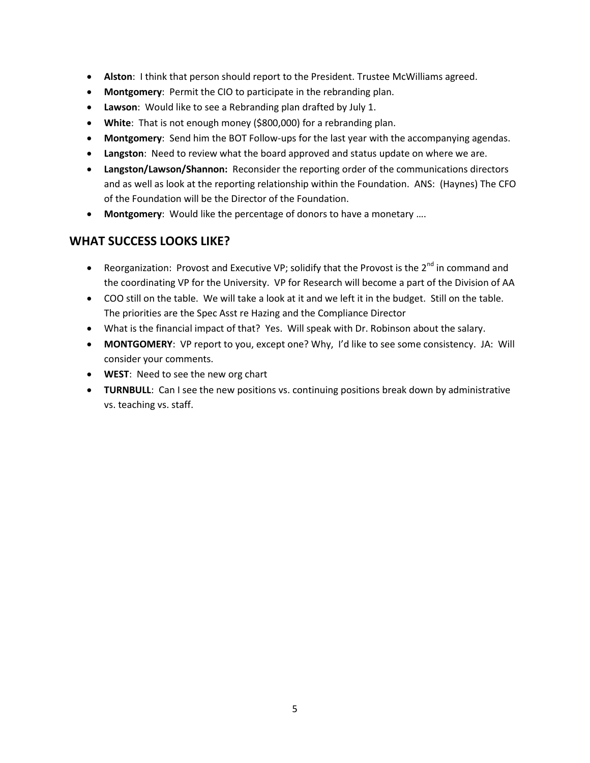- **Alston**: I think that person should report to the President. Trustee McWilliams agreed.
- **Montgomery**: Permit the CIO to participate in the rebranding plan.
- **Lawson**: Would like to see a Rebranding plan drafted by July 1.
- **White**: That is not enough money ($800,000) for a rebranding plan.
- **Montgomery**: Send him the BOT Follow-ups for the last year with the accompanying agendas.
- **Langston**: Need to review what the board approved and status update on where we are.
- **Langston/Lawson/Shannon:** Reconsider the reporting order of the communications directors and as well as look at the reporting relationship within the Foundation. ANS: (Haynes) The CFO of the Foundation will be the Director of the Foundation.
- **Montgomery**: Would like the percentage of donors to have a monetary ….

## WHAT SUCCESS LOOKS LIKE?

- Reorganization: Provost and Executive VP; solidify that the Provost is the 2nd in command and the coordinating VP for the University. VP for Research will become a part of the Division of AA
- COO still on the table. We will take a look at it and we left it in the budget. Still on the table. The priorities are the Spec Asst re Hazing and the Compliance Director
- What is the financial impact of that? Yes. Will speak with Dr. Robinson about the salary.
- **MONTGOMERY**: VP report to you, except one? Why, I'd like to see some consistency. JA: Will consider your comments.
- **WEST**: Need to see the new org chart
- **TURNBULL**: Can I see the new positions vs. continuing positions break down by administrative vs. teaching vs. staff.